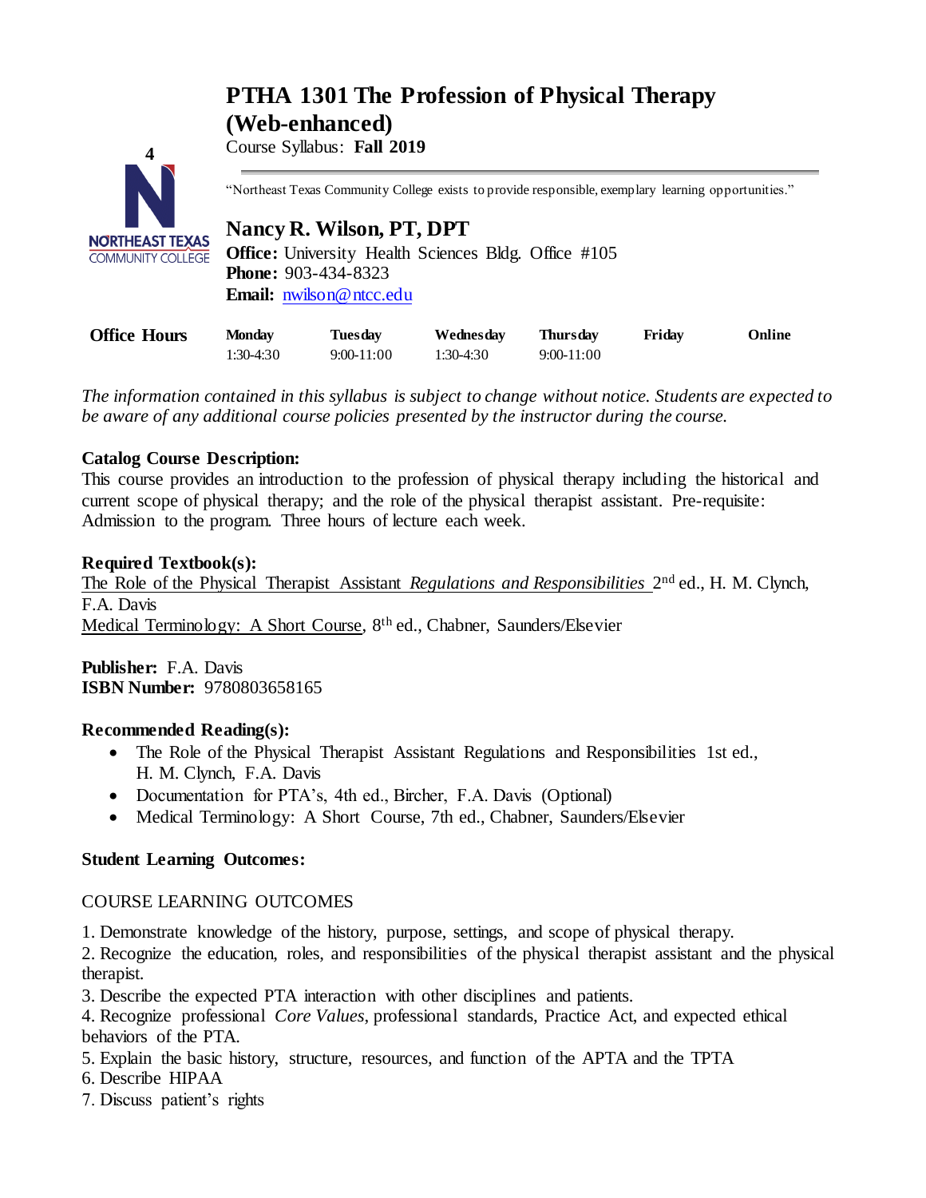# PTHA 1301 The Profession of Physical Therapy (Web-enhanced)

Course Syllabus: **Fall 2019**

"Northeast Texas Community College exists to provide responsible, exemplary learning opportunities."

## Nancy R. Wilson, PT, DPT

**Office:** University Health Sciences Bldg. Office #105
**Phone:** 903-434-8323
**Email:** nwilson@ntcc.edu

| Office Hours | Monday | Tuesday | Wednesday | Thursday | Friday | Online |
|---|---|---|---|---|---|---|
| | 1:30-4:30 | 9:00-11:00 | 1:30-4:30 | 9:00-11:00 | | |

*The information contained in this syllabus is subject to change without notice. Students are expected to be aware of any additional course policies presented by the instructor during the course.*

**Catalog Course Description:**
This course provides an introduction to the profession of physical therapy including the historical and current scope of physical therapy; and the role of the physical therapist assistant. Pre-requisite: Admission to the program. Three hours of lecture each week.

**Required Textbook(s):**
The Role of the Physical Therapist Assistant *Regulations and Responsibilities* 2nd ed., H. M. Clynch, F.A. Davis
Medical Terminology: A Short Course, 8th ed., Chabner, Saunders/Elsevier

**Publisher:** F.A. Davis
**ISBN Number:** 9780803658165

**Recommended Reading(s):**

- The Role of the Physical Therapist Assistant Regulations and Responsibilities 1st ed., H. M. Clynch, F.A. Davis
- Documentation for PTA's, 4th ed., Bircher, F.A. Davis (Optional)
- Medical Terminology: A Short Course, 7th ed., Chabner, Saunders/Elsevier

**Student Learning Outcomes:**

COURSE LEARNING OUTCOMES

1. Demonstrate knowledge of the history, purpose, settings, and scope of physical therapy.
2. Recognize the education, roles, and responsibilities of the physical therapist assistant and the physical therapist.
3. Describe the expected PTA interaction with other disciplines and patients.
4. Recognize professional *Core Values*, professional standards, Practice Act, and expected ethical behaviors of the PTA.
5. Explain the basic history, structure, resources, and function of the APTA and the TPTA
6. Describe HIPAA
7. Discuss patient's rights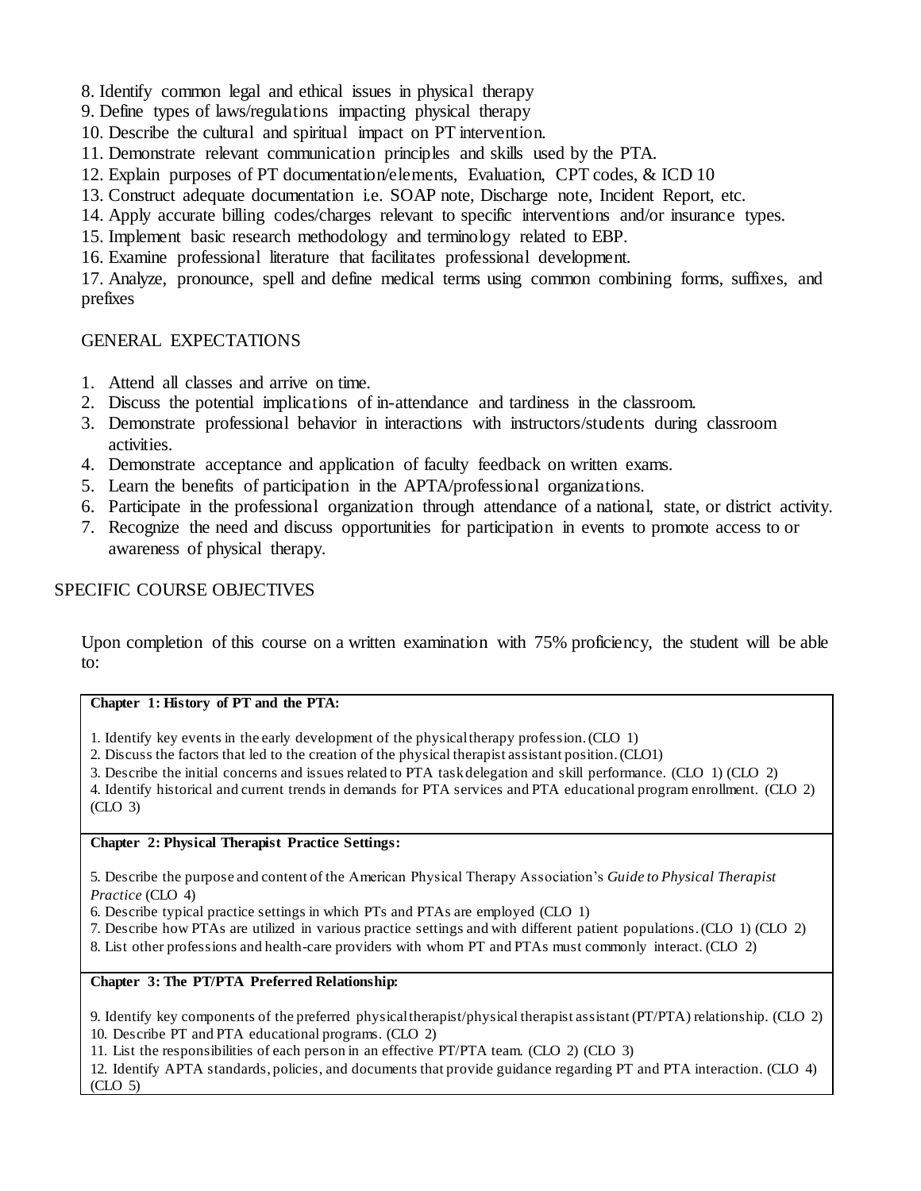8. Identify common legal and ethical issues in physical therapy
9. Define types of laws/regulations impacting physical therapy
10. Describe the cultural and spiritual impact on PT intervention.
11. Demonstrate relevant communication principles and skills used by the PTA.
12. Explain purposes of PT documentation/elements, Evaluation, CPT codes, & ICD 10
13. Construct adequate documentation i.e. SOAP note, Discharge note, Incident Report, etc.
14. Apply accurate billing codes/charges relevant to specific interventions and/or insurance types.
15. Implement basic research methodology and terminology related to EBP.
16. Examine professional literature that facilitates professional development.
17. Analyze, pronounce, spell and define medical terms using common combining forms, suffixes, and prefixes

## GENERAL EXPECTATIONS

1. Attend all classes and arrive on time.
2. Discuss the potential implications of in-attendance and tardiness in the classroom.
3. Demonstrate professional behavior in interactions with instructors/students during classroom activities.
4. Demonstrate acceptance and application of faculty feedback on written exams.
5. Learn the benefits of participation in the APTA/professional organizations.
6. Participate in the professional organization through attendance of a national, state, or district activity.
7. Recognize the need and discuss opportunities for participation in events to promote access to or awareness of physical therapy.

## SPECIFIC COURSE OBJECTIVES

Upon completion of this course on a written examination with 75% proficiency, the student will be able to:

| **Chapter 1: History of PT and the PTA:** |
|---|
| 1. Identify key events in the early development of the physical therapy profession. (CLO 1)<br>2. Discuss the factors that led to the creation of the physical therapist assistant position. (CLO1)<br>3. Describe the initial concerns and issues related to PTA task delegation and skill performance. (CLO 1) (CLO 2)<br>4. Identify historical and current trends in demands for PTA services and PTA educational program enrollment. (CLO 2) (CLO 3) |
| **Chapter 2: Physical Therapist Practice Settings:** |
| 5. Describe the purpose and content of the American Physical Therapy Association's *Guide to Physical Therapist Practice* (CLO 4)<br>6. Describe typical practice settings in which PTs and PTAs are employed (CLO 1)<br>7. Describe how PTAs are utilized in various practice settings and with different patient populations. (CLO 1) (CLO 2)<br>8. List other professions and health-care providers with whom PT and PTAs must commonly interact. (CLO 2) |
| **Chapter 3: The PT/PTA Preferred Relationship:** |
| 9. Identify key components of the preferred physical therapist/physical therapist assistant (PT/PTA) relationship. (CLO 2)<br>10. Describe PT and PTA educational programs. (CLO 2)<br>11. List the responsibilities of each person in an effective PT/PTA team. (CLO 2) (CLO 3)<br>12. Identify APTA standards, policies, and documents that provide guidance regarding PT and PTA interaction. (CLO 4) (CLO 5) |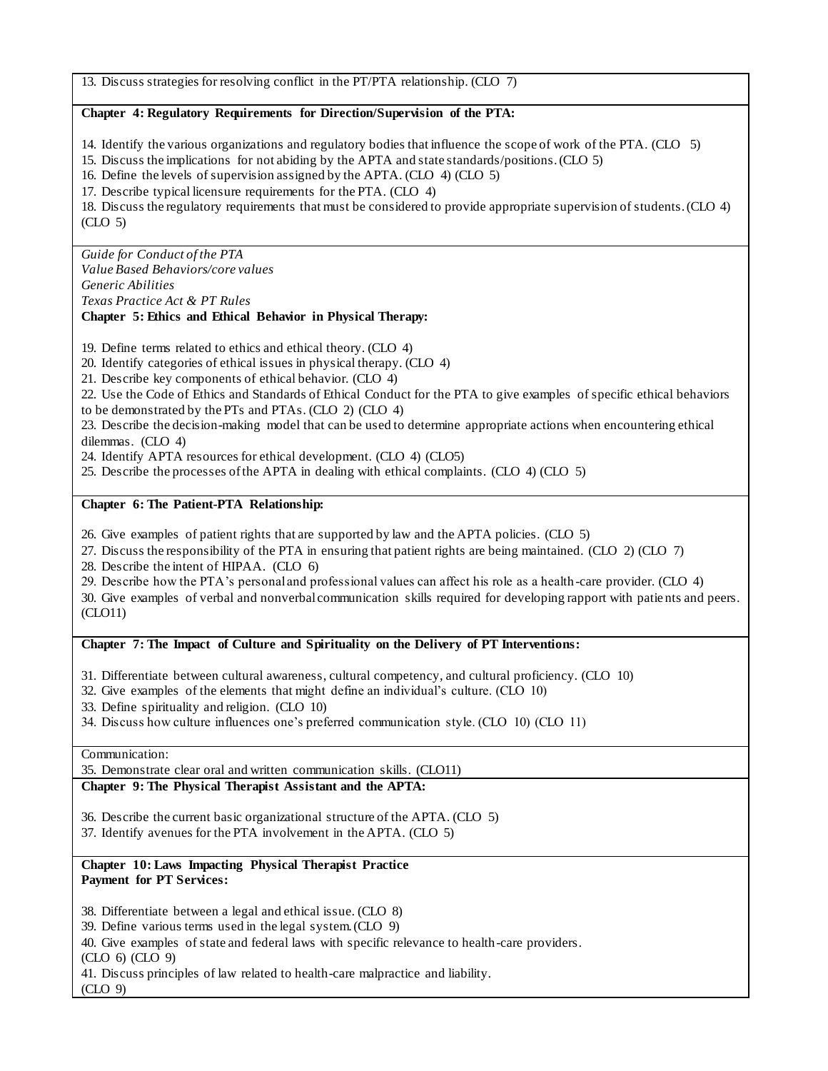13. Discuss strategies for resolving conflict in the PT/PTA relationship. (CLO 7)

**Chapter 4: Regulatory Requirements for Direction/Supervision of the PTA:**

14. Identify the various organizations and regulatory bodies that influence the scope of work of the PTA. (CLO 5)
15. Discuss the implications for not abiding by the APTA and state standards/positions. (CLO 5)
16. Define the levels of supervision assigned by the APTA. (CLO 4) (CLO 5)
17. Describe typical licensure requirements for the PTA. (CLO 4)
18. Discuss the regulatory requirements that must be considered to provide appropriate supervision of students. (CLO 4) (CLO 5)

*Guide for Conduct of the PTA*
*Value Based Behaviors/core values*
*Generic Abilities*
*Texas Practice Act & PT Rules*

**Chapter 5: Ethics and Ethical Behavior in Physical Therapy:**

19. Define terms related to ethics and ethical theory. (CLO 4)
20. Identify categories of ethical issues in physical therapy. (CLO 4)
21. Describe key components of ethical behavior. (CLO 4)
22. Use the Code of Ethics and Standards of Ethical Conduct for the PTA to give examples of specific ethical behaviors to be demonstrated by the PTs and PTAs. (CLO 2) (CLO 4)
23. Describe the decision-making model that can be used to determine appropriate actions when encountering ethical dilemmas. (CLO 4)
24. Identify APTA resources for ethical development. (CLO 4) (CLO5)
25. Describe the processes of the APTA in dealing with ethical complaints. (CLO 4) (CLO 5)

**Chapter 6: The Patient-PTA Relationship:**

26. Give examples of patient rights that are supported by law and the APTA policies. (CLO 5)
27. Discuss the responsibility of the PTA in ensuring that patient rights are being maintained. (CLO 2) (CLO 7)
28. Describe the intent of HIPAA. (CLO 6)
29. Describe how the PTA's personal and professional values can affect his role as a health-care provider. (CLO 4)
30. Give examples of verbal and nonverbal communication skills required for developing rapport with patients and peers. (CLO11)

**Chapter 7: The Impact of Culture and Spirituality on the Delivery of PT Interventions:**

31. Differentiate between cultural awareness, cultural competency, and cultural proficiency. (CLO 10)
32. Give examples of the elements that might define an individual's culture. (CLO 10)
33. Define spirituality and religion. (CLO 10)
34. Discuss how culture influences one's preferred communication style. (CLO 10) (CLO 11)

Communication:

35. Demonstrate clear oral and written communication skills. (CLO11)

**Chapter 9: The Physical Therapist Assistant and the APTA:**

36. Describe the current basic organizational structure of the APTA. (CLO 5)
37. Identify avenues for the PTA involvement in the APTA. (CLO 5)

**Chapter 10: Laws Impacting Physical Therapist Practice**
**Payment for PT Services:**

38. Differentiate between a legal and ethical issue. (CLO 8)
39. Define various terms used in the legal system. (CLO 9)
40. Give examples of state and federal laws with specific relevance to health-care providers. (CLO 6) (CLO 9)
41. Discuss principles of law related to health-care malpractice and liability. (CLO 9)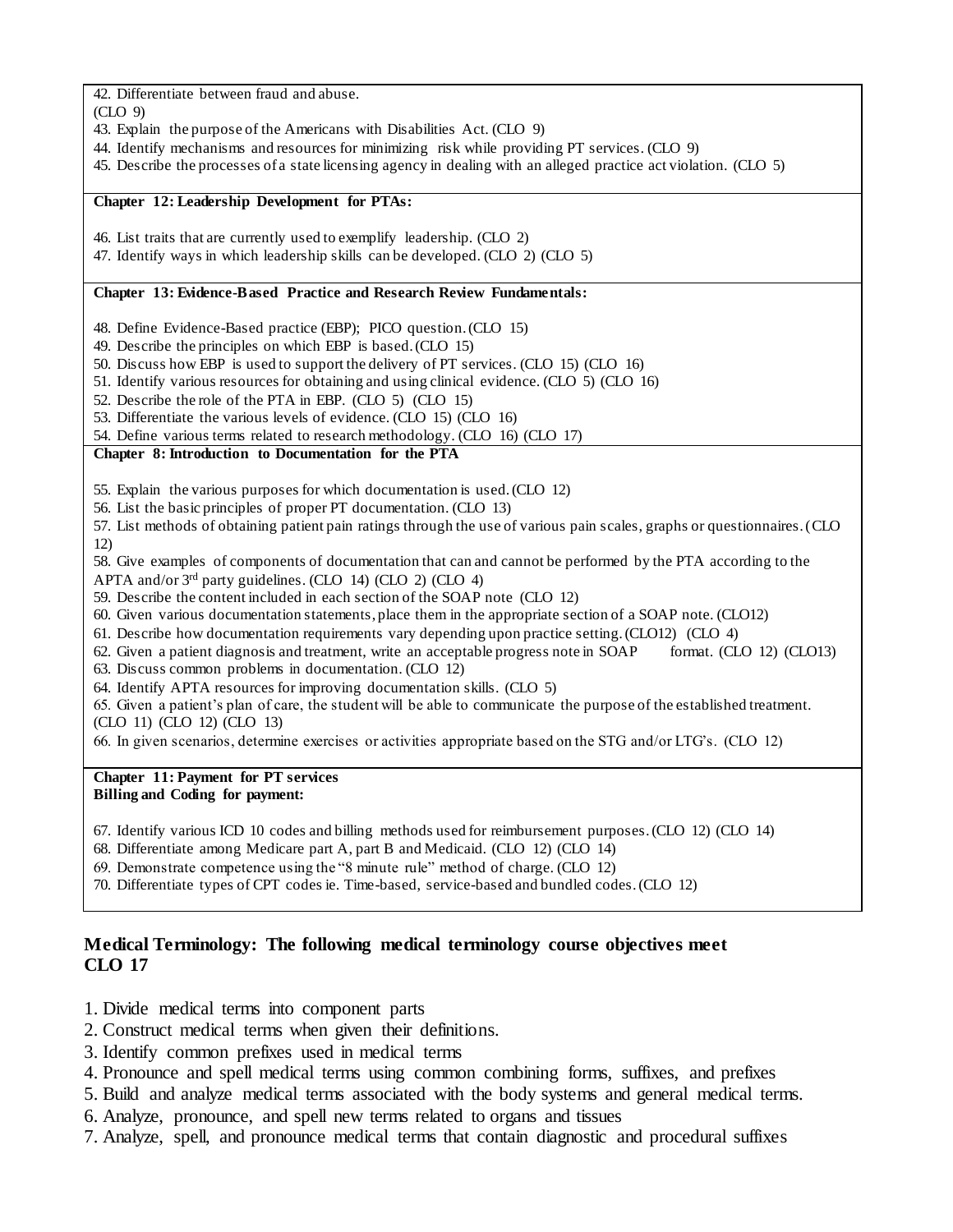42. Differentiate between fraud and abuse.
(CLO 9)
43. Explain the purpose of the Americans with Disabilities Act. (CLO 9)
44. Identify mechanisms and resources for minimizing risk while providing PT services. (CLO 9)
45. Describe the processes of a state licensing agency in dealing with an alleged practice act violation. (CLO 5)

**Chapter 12: Leadership Development for PTAs:**

46. List traits that are currently used to exemplify leadership. (CLO 2)
47. Identify ways in which leadership skills can be developed. (CLO 2) (CLO 5)

**Chapter 13: Evidence-Based Practice and Research Review Fundamentals:**

48. Define Evidence-Based practice (EBP); PICO question. (CLO 15)
49. Describe the principles on which EBP is based. (CLO 15)
50. Discuss how EBP is used to support the delivery of PT services. (CLO 15) (CLO 16)
51. Identify various resources for obtaining and using clinical evidence. (CLO 5) (CLO 16)
52. Describe the role of the PTA in EBP. (CLO 5) (CLO 15)
53. Differentiate the various levels of evidence. (CLO 15) (CLO 16)
54. Define various terms related to research methodology. (CLO 16) (CLO 17)

**Chapter 8: Introduction to Documentation for the PTA**

55. Explain the various purposes for which documentation is used. (CLO 12)
56. List the basic principles of proper PT documentation. (CLO 13)
57. List methods of obtaining patient pain ratings through the use of various pain scales, graphs or questionnaires. (CLO 12)
58. Give examples of components of documentation that can and cannot be performed by the PTA according to the APTA and/or 3rd party guidelines. (CLO 14) (CLO 2) (CLO 4)
59. Describe the content included in each section of the SOAP note (CLO 12)
60. Given various documentation statements, place them in the appropriate section of a SOAP note. (CLO12)
61. Describe how documentation requirements vary depending upon practice setting. (CLO12) (CLO 4)
62. Given a patient diagnosis and treatment, write an acceptable progress note in SOAP format. (CLO 12) (CLO13)
63. Discuss common problems in documentation. (CLO 12)
64. Identify APTA resources for improving documentation skills. (CLO 5)
65. Given a patient's plan of care, the student will be able to communicate the purpose of the established treatment. (CLO 11) (CLO 12) (CLO 13)
66. In given scenarios, determine exercises or activities appropriate based on the STG and/or LTG's. (CLO 12)

**Chapter 11: Payment for PT services**
**Billing and Coding for payment:**

67. Identify various ICD 10 codes and billing methods used for reimbursement purposes. (CLO 12) (CLO 14)
68. Differentiate among Medicare part A, part B and Medicaid. (CLO 12) (CLO 14)
69. Demonstrate competence using the "8 minute rule" method of charge. (CLO 12)
70. Differentiate types of CPT codes ie. Time-based, service-based and bundled codes. (CLO 12)

## Medical Terminology: The following medical terminology course objectives meet CLO 17

1. Divide medical terms into component parts
2. Construct medical terms when given their definitions.
3. Identify common prefixes used in medical terms
4. Pronounce and spell medical terms using common combining forms, suffixes, and prefixes
5. Build and analyze medical terms associated with the body systems and general medical terms.
6. Analyze, pronounce, and spell new terms related to organs and tissues
7. Analyze, spell, and pronounce medical terms that contain diagnostic and procedural suffixes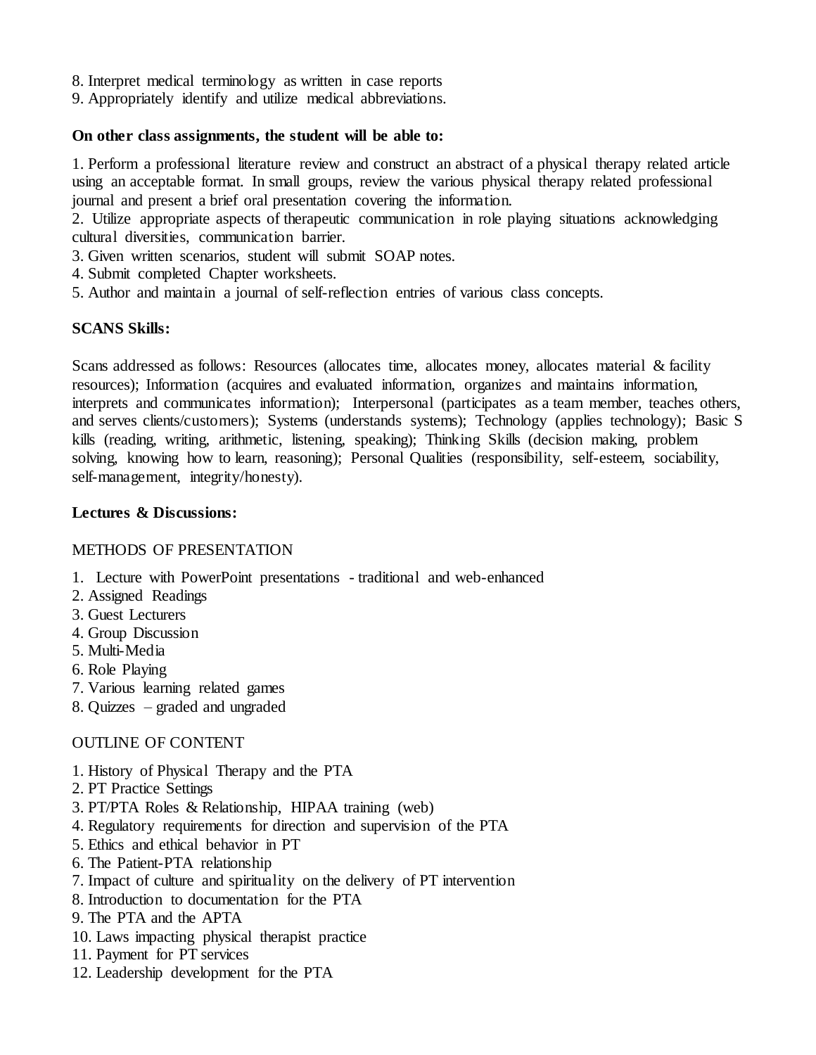8. Interpret medical terminology as written in case reports
9. Appropriately identify and utilize medical abbreviations.

**On other class assignments, the student will be able to:**

1. Perform a professional literature review and construct an abstract of a physical therapy related article using an acceptable format. In small groups, review the various physical therapy related professional journal and present a brief oral presentation covering the information.
2. Utilize appropriate aspects of therapeutic communication in role playing situations acknowledging cultural diversities, communication barrier.
3. Given written scenarios, student will submit SOAP notes.
4. Submit completed Chapter worksheets.
5. Author and maintain a journal of self-reflection entries of various class concepts.

**SCANS Skills:**

Scans addressed as follows: Resources (allocates time, allocates money, allocates material & facility resources); Information (acquires and evaluated information, organizes and maintains information, interprets and communicates information); Interpersonal (participates as a team member, teaches others, and serves clients/customers); Systems (understands systems); Technology (applies technology); Basic S kills (reading, writing, arithmetic, listening, speaking); Thinking Skills (decision making, problem solving, knowing how to learn, reasoning); Personal Qualities (responsibility, self-esteem, sociability, self-management, integrity/honesty).

**Lectures & Discussions:**

METHODS OF PRESENTATION

1. Lecture with PowerPoint presentations - traditional and web-enhanced
2. Assigned Readings
3. Guest Lecturers
4. Group Discussion
5. Multi-Media
6. Role Playing
7. Various learning related games
8. Quizzes – graded and ungraded

OUTLINE OF CONTENT

1. History of Physical Therapy and the PTA
2. PT Practice Settings
3. PT/PTA Roles & Relationship, HIPAA training (web)
4. Regulatory requirements for direction and supervision of the PTA
5. Ethics and ethical behavior in PT
6. The Patient-PTA relationship
7. Impact of culture and spirituality on the delivery of PT intervention
8. Introduction to documentation for the PTA
9. The PTA and the APTA
10. Laws impacting physical therapist practice
11. Payment for PT services
12. Leadership development for the PTA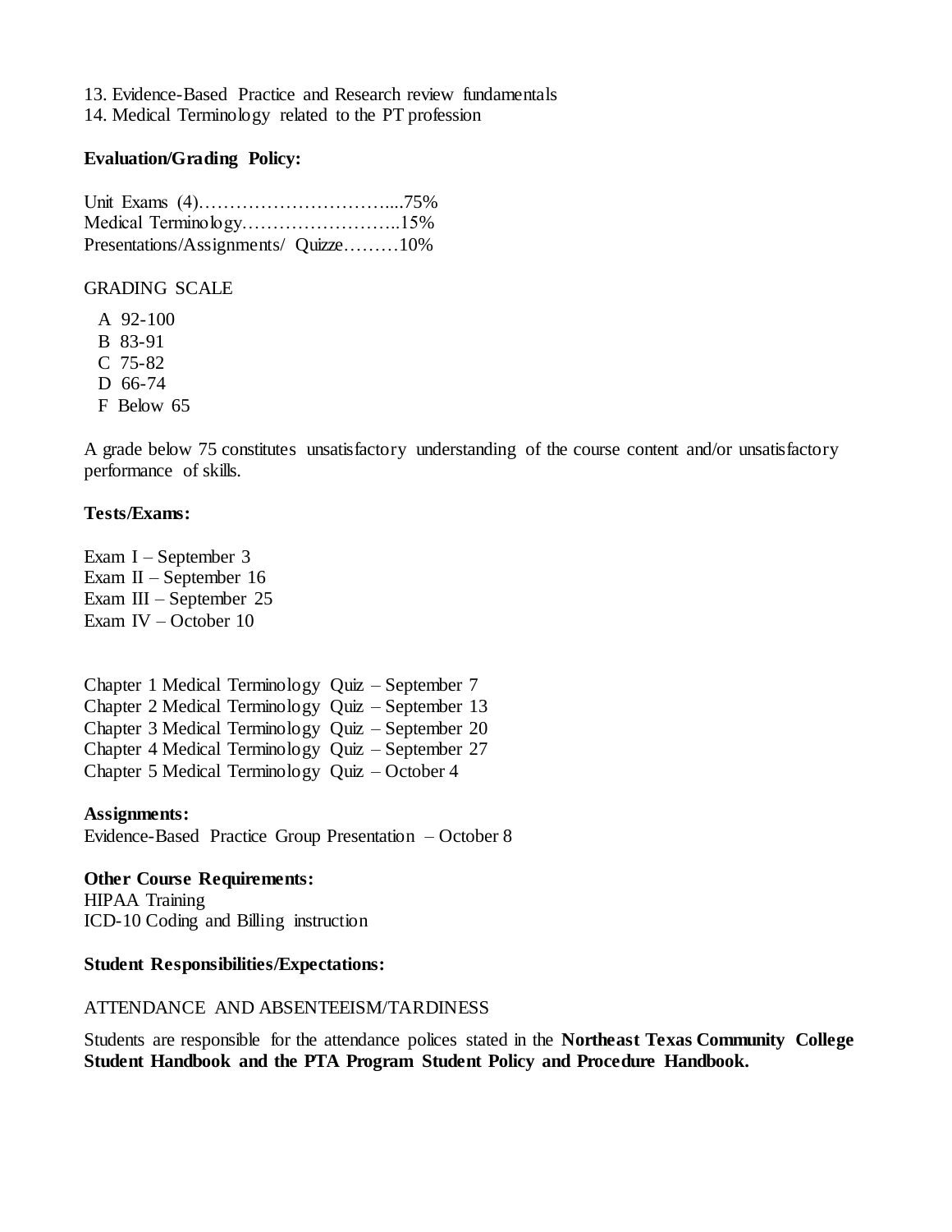13. Evidence-Based Practice and Research review fundamentals
14. Medical Terminology related to the PT profession

**Evaluation/Grading Policy:**

Unit Exams (4)…………………………....75%
Medical Terminology……………………..15%
Presentations/Assignments/ Quizze………10%

GRADING SCALE

- A 92-100
- B 83-91
- C 75-82
- D 66-74
- F Below 65

A grade below 75 constitutes unsatisfactory understanding of the course content and/or unsatisfactory performance of skills.

**Tests/Exams:**

Exam I – September 3
Exam II – September 16
Exam III – September 25
Exam IV – October 10

Chapter 1 Medical Terminology Quiz – September 7
Chapter 2 Medical Terminology Quiz – September 13
Chapter 3 Medical Terminology Quiz – September 20
Chapter 4 Medical Terminology Quiz – September 27
Chapter 5 Medical Terminology Quiz – October 4

**Assignments:**
Evidence-Based Practice Group Presentation – October 8

**Other Course Requirements:**
HIPAA Training
ICD-10 Coding and Billing instruction

**Student Responsibilities/Expectations:**

ATTENDANCE AND ABSENTEEISM/TARDINESS

Students are responsible for the attendance polices stated in the **Northeast Texas Community College Student Handbook and the PTA Program Student Policy and Procedure Handbook.**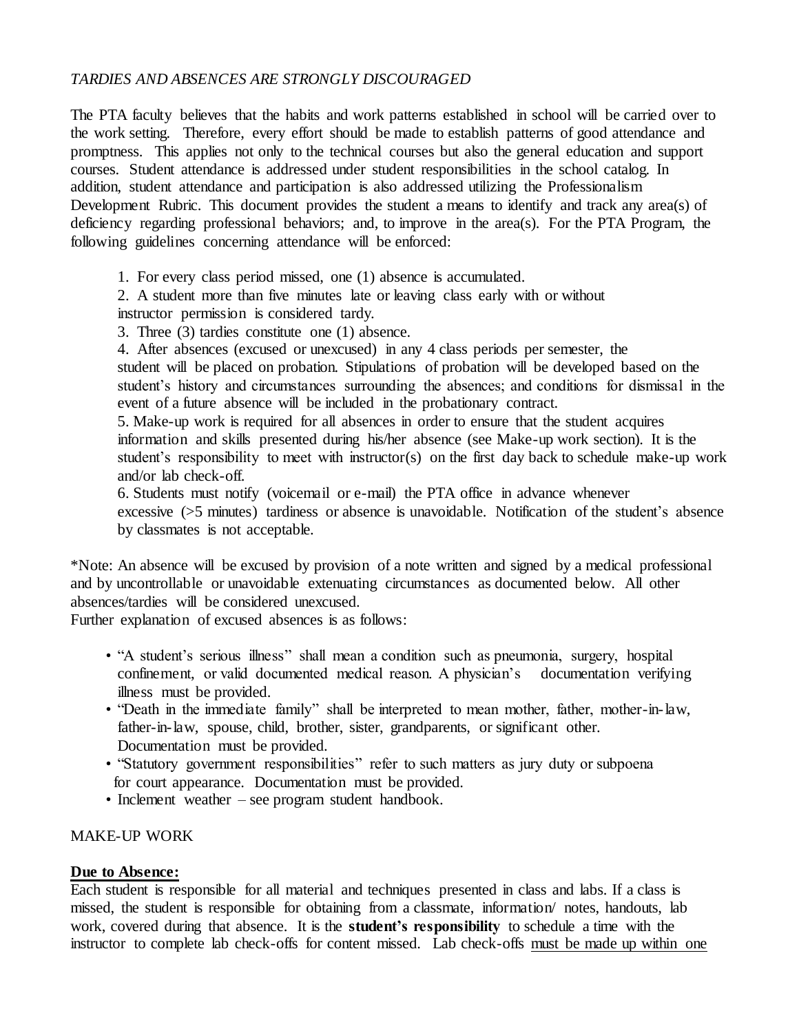*TARDIES AND ABSENCES ARE STRONGLY DISCOURAGED*

The PTA faculty believes that the habits and work patterns established in school will be carried over to the work setting. Therefore, every effort should be made to establish patterns of good attendance and promptness. This applies not only to the technical courses but also the general education and support courses. Student attendance is addressed under student responsibilities in the school catalog. In addition, student attendance and participation is also addressed utilizing the Professionalism Development Rubric. This document provides the student a means to identify and track any area(s) of deficiency regarding professional behaviors; and, to improve in the area(s). For the PTA Program, the following guidelines concerning attendance will be enforced:

1. For every class period missed, one (1) absence is accumulated.
2. A student more than five minutes late or leaving class early with or without instructor permission is considered tardy.
3. Three (3) tardies constitute one (1) absence.
4. After absences (excused or unexcused) in any 4 class periods per semester, the student will be placed on probation. Stipulations of probation will be developed based on the student's history and circumstances surrounding the absences; and conditions for dismissal in the event of a future absence will be included in the probationary contract.
5. Make-up work is required for all absences in order to ensure that the student acquires information and skills presented during his/her absence (see Make-up work section). It is the student's responsibility to meet with instructor(s) on the first day back to schedule make-up work and/or lab check-off.
6. Students must notify (voicemail or e-mail) the PTA office in advance whenever excessive (>5 minutes) tardiness or absence is unavoidable. Notification of the student's absence by classmates is not acceptable.

*Note: An absence will be excused by provision of a note written and signed by a medical professional and by uncontrollable or unavoidable extenuating circumstances as documented below. All other absences/tardies will be considered unexcused.
Further explanation of excused absences is as follows:

- "A student's serious illness" shall mean a condition such as pneumonia, surgery, hospital confinement, or valid documented medical reason. A physician's documentation verifying illness must be provided.
- "Death in the immediate family" shall be interpreted to mean mother, father, mother-in-law, father-in-law, spouse, child, brother, sister, grandparents, or significant other. Documentation must be provided.
- "Statutory government responsibilities" refer to such matters as jury duty or subpoena for court appearance. Documentation must be provided.
- Inclement weather – see program student handbook.

MAKE-UP WORK

**Due to Absence:**

Each student is responsible for all material and techniques presented in class and labs. If a class is missed, the student is responsible for obtaining from a classmate, information/ notes, handouts, lab work, covered during that absence. It is the **student's responsibility** to schedule a time with the instructor to complete lab check-offs for content missed. Lab check-offs must be made up within one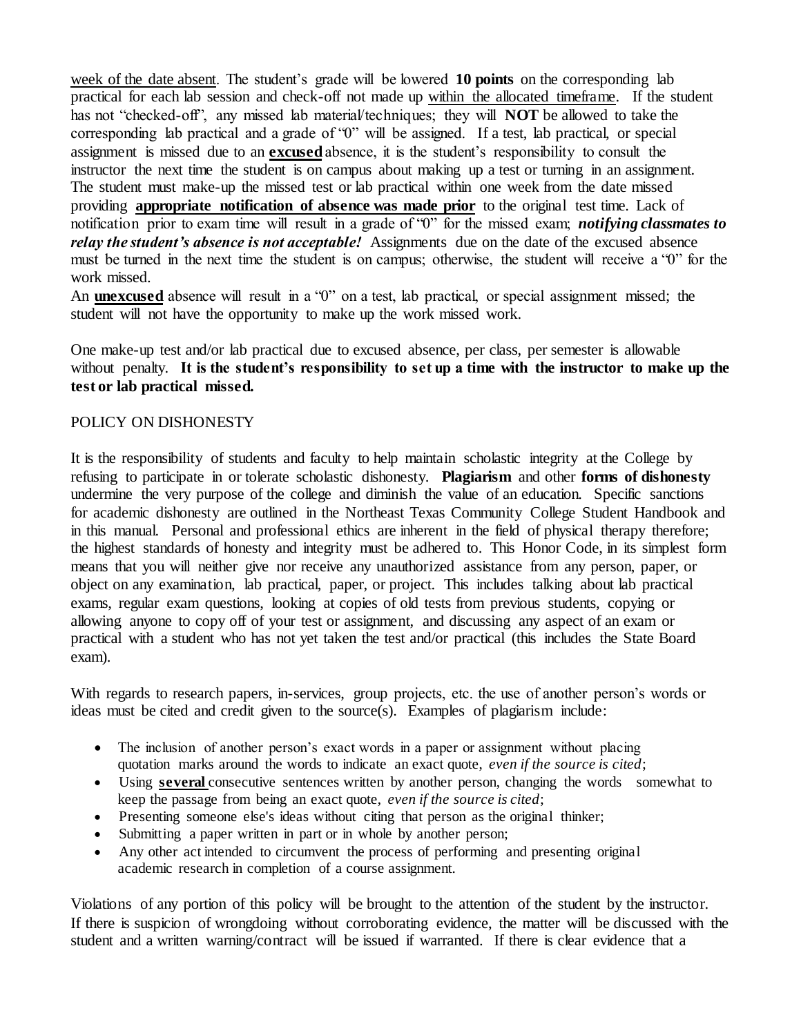week of the date absent. The student's grade will be lowered **10 points** on the corresponding lab practical for each lab session and check-off not made up within the allocated timeframe. If the student has not "checked-off", any missed lab material/techniques; they will **NOT** be allowed to take the corresponding lab practical and a grade of "0" will be assigned. If a test, lab practical, or special assignment is missed due to an **excused** absence, it is the student's responsibility to consult the instructor the next time the student is on campus about making up a test or turning in an assignment. The student must make-up the missed test or lab practical within one week from the date missed providing **appropriate notification of absence was made prior** to the original test time. Lack of notification prior to exam time will result in a grade of "0" for the missed exam; ***notifying classmates to relay the student's absence is not acceptable!*** Assignments due on the date of the excused absence must be turned in the next time the student is on campus; otherwise, the student will receive a "0" for the work missed.

An **unexcused** absence will result in a "0" on a test, lab practical, or special assignment missed; the student will not have the opportunity to make up the work missed work.

One make-up test and/or lab practical due to excused absence, per class, per semester is allowable without penalty. **It is the student's responsibility to set up a time with the instructor to make up the test or lab practical missed.**

POLICY ON DISHONESTY

It is the responsibility of students and faculty to help maintain scholastic integrity at the College by refusing to participate in or tolerate scholastic dishonesty. **Plagiarism** and other **forms of dishonesty** undermine the very purpose of the college and diminish the value of an education. Specific sanctions for academic dishonesty are outlined in the Northeast Texas Community College Student Handbook and in this manual. Personal and professional ethics are inherent in the field of physical therapy therefore; the highest standards of honesty and integrity must be adhered to. This Honor Code, in its simplest form means that you will neither give nor receive any unauthorized assistance from any person, paper, or object on any examination, lab practical, paper, or project. This includes talking about lab practical exams, regular exam questions, looking at copies of old tests from previous students, copying or allowing anyone to copy off of your test or assignment, and discussing any aspect of an exam or practical with a student who has not yet taken the test and/or practical (this includes the State Board exam).

With regards to research papers, in-services, group projects, etc. the use of another person's words or ideas must be cited and credit given to the source(s). Examples of plagiarism include:

- The inclusion of another person's exact words in a paper or assignment without placing quotation marks around the words to indicate an exact quote, *even if the source is cited*;
- Using **several** consecutive sentences written by another person, changing the words somewhat to keep the passage from being an exact quote, *even if the source is cited*;
- Presenting someone else's ideas without citing that person as the original thinker;
- Submitting a paper written in part or in whole by another person;
- Any other act intended to circumvent the process of performing and presenting original academic research in completion of a course assignment.

Violations of any portion of this policy will be brought to the attention of the student by the instructor. If there is suspicion of wrongdoing without corroborating evidence, the matter will be discussed with the student and a written warning/contract will be issued if warranted. If there is clear evidence that a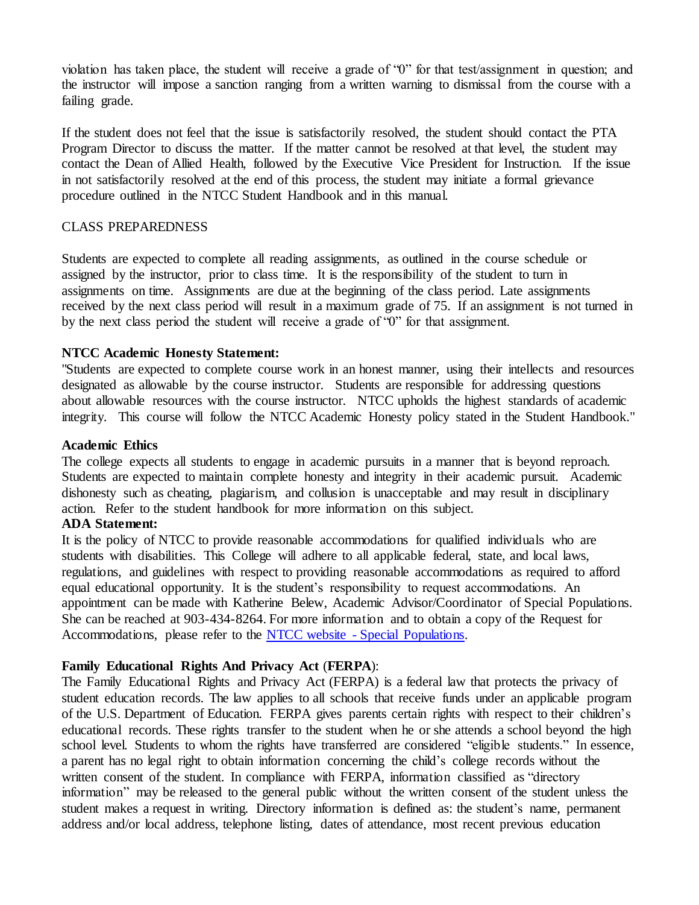violation has taken place, the student will receive a grade of "0" for that test/assignment in question; and the instructor will impose a sanction ranging from a written warning to dismissal from the course with a failing grade.

If the student does not feel that the issue is satisfactorily resolved, the student should contact the PTA Program Director to discuss the matter. If the matter cannot be resolved at that level, the student may contact the Dean of Allied Health, followed by the Executive Vice President for Instruction. If the issue in not satisfactorily resolved at the end of this process, the student may initiate a formal grievance procedure outlined in the NTCC Student Handbook and in this manual.

CLASS PREPAREDNESS

Students are expected to complete all reading assignments, as outlined in the course schedule or assigned by the instructor, prior to class time. It is the responsibility of the student to turn in assignments on time. Assignments are due at the beginning of the class period. Late assignments received by the next class period will result in a maximum grade of 75. If an assignment is not turned in by the next class period the student will receive a grade of "0" for that assignment.

**NTCC Academic Honesty Statement:**

"Students are expected to complete course work in an honest manner, using their intellects and resources designated as allowable by the course instructor. Students are responsible for addressing questions about allowable resources with the course instructor. NTCC upholds the highest standards of academic integrity. This course will follow the NTCC Academic Honesty policy stated in the Student Handbook."

**Academic Ethics**

The college expects all students to engage in academic pursuits in a manner that is beyond reproach. Students are expected to maintain complete honesty and integrity in their academic pursuit. Academic dishonesty such as cheating, plagiarism, and collusion is unacceptable and may result in disciplinary action. Refer to the student handbook for more information on this subject.

**ADA Statement:**

It is the policy of NTCC to provide reasonable accommodations for qualified individuals who are students with disabilities. This College will adhere to all applicable federal, state, and local laws, regulations, and guidelines with respect to providing reasonable accommodations as required to afford equal educational opportunity. It is the student's responsibility to request accommodations. An appointment can be made with Katherine Belew, Academic Advisor/Coordinator of Special Populations. She can be reached at 903-434-8264. For more information and to obtain a copy of the Request for Accommodations, please refer to the NTCC website - Special Populations.

**Family Educational Rights And Privacy Act (FERPA):**

The Family Educational Rights and Privacy Act (FERPA) is a federal law that protects the privacy of student education records. The law applies to all schools that receive funds under an applicable program of the U.S. Department of Education. FERPA gives parents certain rights with respect to their children's educational records. These rights transfer to the student when he or she attends a school beyond the high school level. Students to whom the rights have transferred are considered "eligible students." In essence, a parent has no legal right to obtain information concerning the child's college records without the written consent of the student. In compliance with FERPA, information classified as "directory information" may be released to the general public without the written consent of the student unless the student makes a request in writing. Directory information is defined as: the student's name, permanent address and/or local address, telephone listing, dates of attendance, most recent previous education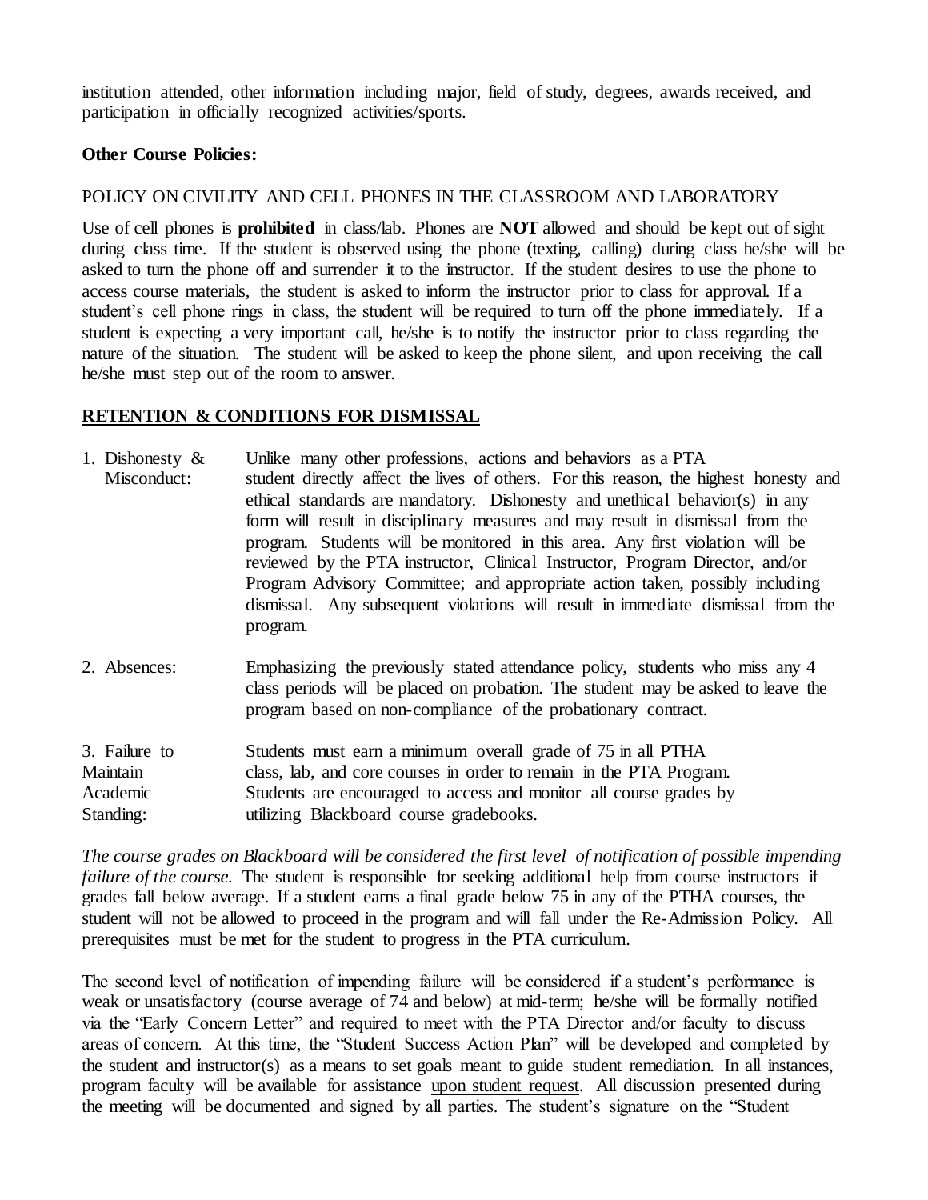institution attended, other information including major, field of study, degrees, awards received, and participation in officially recognized activities/sports.

**Other Course Policies:**

POLICY ON CIVILITY AND CELL PHONES IN THE CLASSROOM AND LABORATORY

Use of cell phones is **prohibited** in class/lab. Phones are **NOT** allowed and should be kept out of sight during class time. If the student is observed using the phone (texting, calling) during class he/she will be asked to turn the phone off and surrender it to the instructor. If the student desires to use the phone to access course materials, the student is asked to inform the instructor prior to class for approval. If a student's cell phone rings in class, the student will be required to turn off the phone immediately. If a student is expecting a very important call, he/she is to notify the instructor prior to class regarding the nature of the situation. The student will be asked to keep the phone silent, and upon receiving the call he/she must step out of the room to answer.

## RETENTION & CONDITIONS FOR DISMISSAL

1. Dishonesty & Misconduct: Unlike many other professions, actions and behaviors as a PTA student directly affect the lives of others. For this reason, the highest honesty and ethical standards are mandatory. Dishonesty and unethical behavior(s) in any form will result in disciplinary measures and may result in dismissal from the program. Students will be monitored in this area. Any first violation will be reviewed by the PTA instructor, Clinical Instructor, Program Director, and/or Program Advisory Committee; and appropriate action taken, possibly including dismissal. Any subsequent violations will result in immediate dismissal from the program.

2. Absences: Emphasizing the previously stated attendance policy, students who miss any 4 class periods will be placed on probation. The student may be asked to leave the program based on non-compliance of the probationary contract.

3. Failure to Maintain Academic Standing: Students must earn a minimum overall grade of 75 in all PTHA class, lab, and core courses in order to remain in the PTA Program. Students are encouraged to access and monitor all course grades by utilizing Blackboard course gradebooks.

*The course grades on Blackboard will be considered the first level of notification of possible impending failure of the course.* The student is responsible for seeking additional help from course instructors if grades fall below average. If a student earns a final grade below 75 in any of the PTHA courses, the student will not be allowed to proceed in the program and will fall under the Re-Admission Policy. All prerequisites must be met for the student to progress in the PTA curriculum.

The second level of notification of impending failure will be considered if a student's performance is weak or unsatisfactory (course average of 74 and below) at mid-term; he/she will be formally notified via the "Early Concern Letter" and required to meet with the PTA Director and/or faculty to discuss areas of concern. At this time, the "Student Success Action Plan" will be developed and completed by the student and instructor(s) as a means to set goals meant to guide student remediation. In all instances, program faculty will be available for assistance upon student request. All discussion presented during the meeting will be documented and signed by all parties. The student's signature on the "Student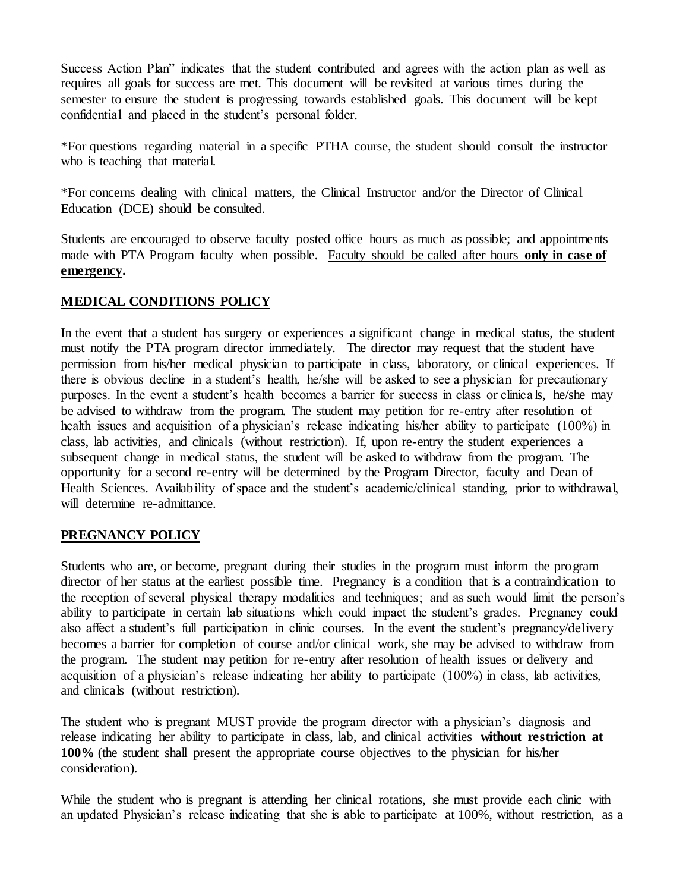Success Action Plan" indicates that the student contributed and agrees with the action plan as well as requires all goals for success are met. This document will be revisited at various times during the semester to ensure the student is progressing towards established goals. This document will be kept confidential and placed in the student's personal folder.

*For questions regarding material in a specific PTHA course, the student should consult the instructor who is teaching that material.

*For concerns dealing with clinical matters, the Clinical Instructor and/or the Director of Clinical Education (DCE) should be consulted.

Students are encouraged to observe faculty posted office hours as much as possible; and appointments made with PTA Program faculty when possible. <u>Faculty should be called after hours **only in case of emergency**.</u>

## MEDICAL CONDITIONS POLICY

In the event that a student has surgery or experiences a significant change in medical status, the student must notify the PTA program director immediately. The director may request that the student have permission from his/her medical physician to participate in class, laboratory, or clinical experiences. If there is obvious decline in a student's health, he/she will be asked to see a physician for precautionary purposes. In the event a student's health becomes a barrier for success in class or clinicals, he/she may be advised to withdraw from the program. The student may petition for re-entry after resolution of health issues and acquisition of a physician's release indicating his/her ability to participate (100%) in class, lab activities, and clinicals (without restriction). If, upon re-entry the student experiences a subsequent change in medical status, the student will be asked to withdraw from the program. The opportunity for a second re-entry will be determined by the Program Director, faculty and Dean of Health Sciences. Availability of space and the student's academic/clinical standing, prior to withdrawal, will determine re-admittance.

## PREGNANCY POLICY

Students who are, or become, pregnant during their studies in the program must inform the program director of her status at the earliest possible time. Pregnancy is a condition that is a contraindication to the reception of several physical therapy modalities and techniques; and as such would limit the person's ability to participate in certain lab situations which could impact the student's grades. Pregnancy could also affect a student's full participation in clinic courses. In the event the student's pregnancy/delivery becomes a barrier for completion of course and/or clinical work, she may be advised to withdraw from the program. The student may petition for re-entry after resolution of health issues or delivery and acquisition of a physician's release indicating her ability to participate (100%) in class, lab activities, and clinicals (without restriction).

The student who is pregnant MUST provide the program director with a physician's diagnosis and release indicating her ability to participate in class, lab, and clinical activities **without restriction at 100%** (the student shall present the appropriate course objectives to the physician for his/her consideration).

While the student who is pregnant is attending her clinical rotations, she must provide each clinic with an updated Physician's release indicating that she is able to participate at 100%, without restriction, as a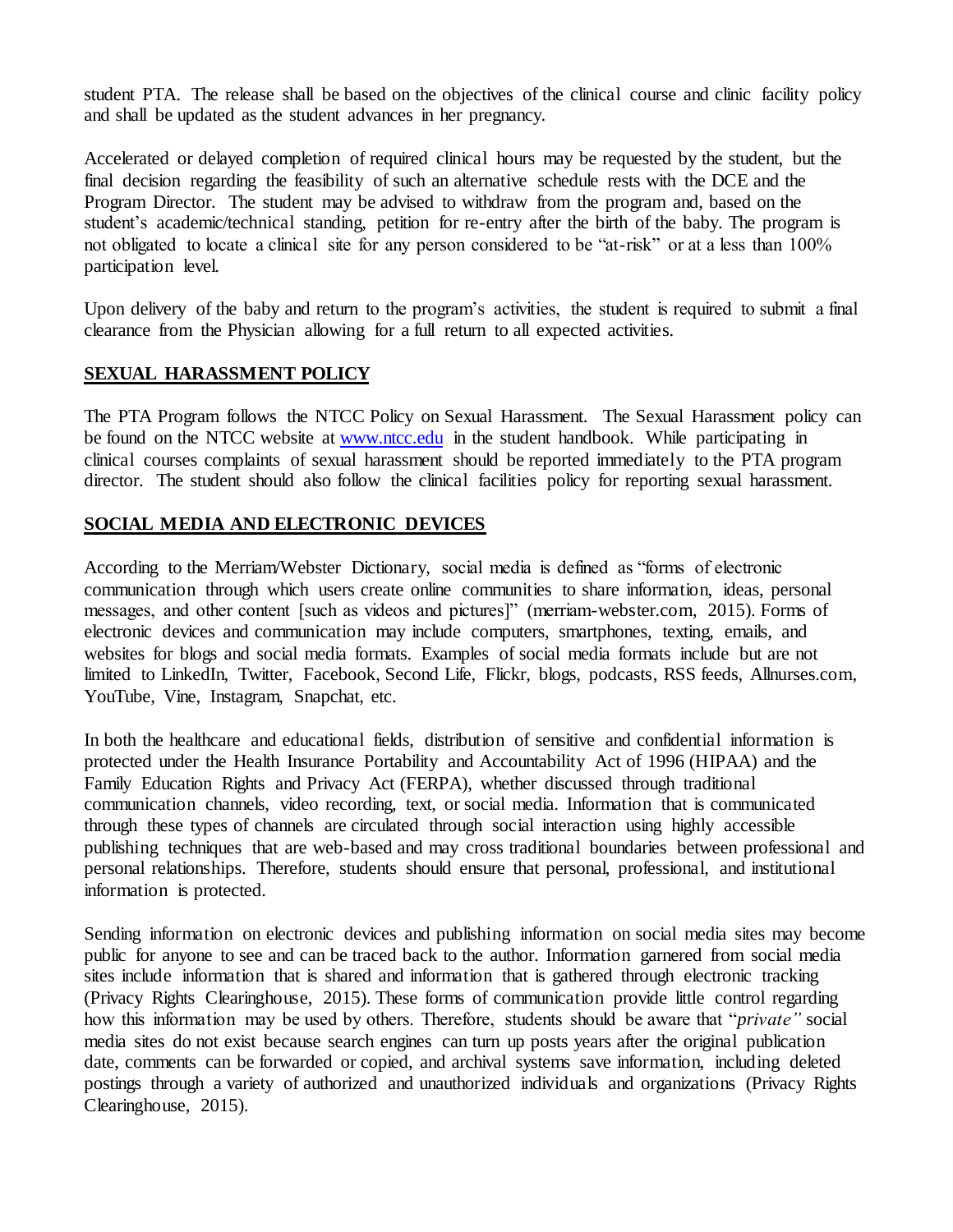student PTA. The release shall be based on the objectives of the clinical course and clinic facility policy and shall be updated as the student advances in her pregnancy.

Accelerated or delayed completion of required clinical hours may be requested by the student, but the final decision regarding the feasibility of such an alternative schedule rests with the DCE and the Program Director. The student may be advised to withdraw from the program and, based on the student's academic/technical standing, petition for re-entry after the birth of the baby. The program is not obligated to locate a clinical site for any person considered to be "at-risk" or at a less than 100% participation level.

Upon delivery of the baby and return to the program's activities, the student is required to submit a final clearance from the Physician allowing for a full return to all expected activities.

## SEXUAL HARASSMENT POLICY

The PTA Program follows the NTCC Policy on Sexual Harassment. The Sexual Harassment policy can be found on the NTCC website at [www.ntcc.edu](http://www.ntcc.edu) in the student handbook. While participating in clinical courses complaints of sexual harassment should be reported immediately to the PTA program director. The student should also follow the clinical facilities policy for reporting sexual harassment.

## SOCIAL MEDIA AND ELECTRONIC DEVICES

According to the Merriam/Webster Dictionary, social media is defined as "forms of electronic communication through which users create online communities to share information, ideas, personal messages, and other content [such as videos and pictures]" (merriam-webster.com, 2015). Forms of electronic devices and communication may include computers, smartphones, texting, emails, and websites for blogs and social media formats. Examples of social media formats include but are not limited to LinkedIn, Twitter, Facebook, Second Life, Flickr, blogs, podcasts, RSS feeds, Allnurses.com, YouTube, Vine, Instagram, Snapchat, etc.

In both the healthcare and educational fields, distribution of sensitive and confidential information is protected under the Health Insurance Portability and Accountability Act of 1996 (HIPAA) and the Family Education Rights and Privacy Act (FERPA), whether discussed through traditional communication channels, video recording, text, or social media. Information that is communicated through these types of channels are circulated through social interaction using highly accessible publishing techniques that are web-based and may cross traditional boundaries between professional and personal relationships. Therefore, students should ensure that personal, professional, and institutional information is protected.

Sending information on electronic devices and publishing information on social media sites may become public for anyone to see and can be traced back to the author. Information garnered from social media sites include information that is shared and information that is gathered through electronic tracking (Privacy Rights Clearinghouse, 2015). These forms of communication provide little control regarding how this information may be used by others. Therefore, students should be aware that "*private"* social media sites do not exist because search engines can turn up posts years after the original publication date, comments can be forwarded or copied, and archival systems save information, including deleted postings through a variety of authorized and unauthorized individuals and organizations (Privacy Rights Clearinghouse, 2015).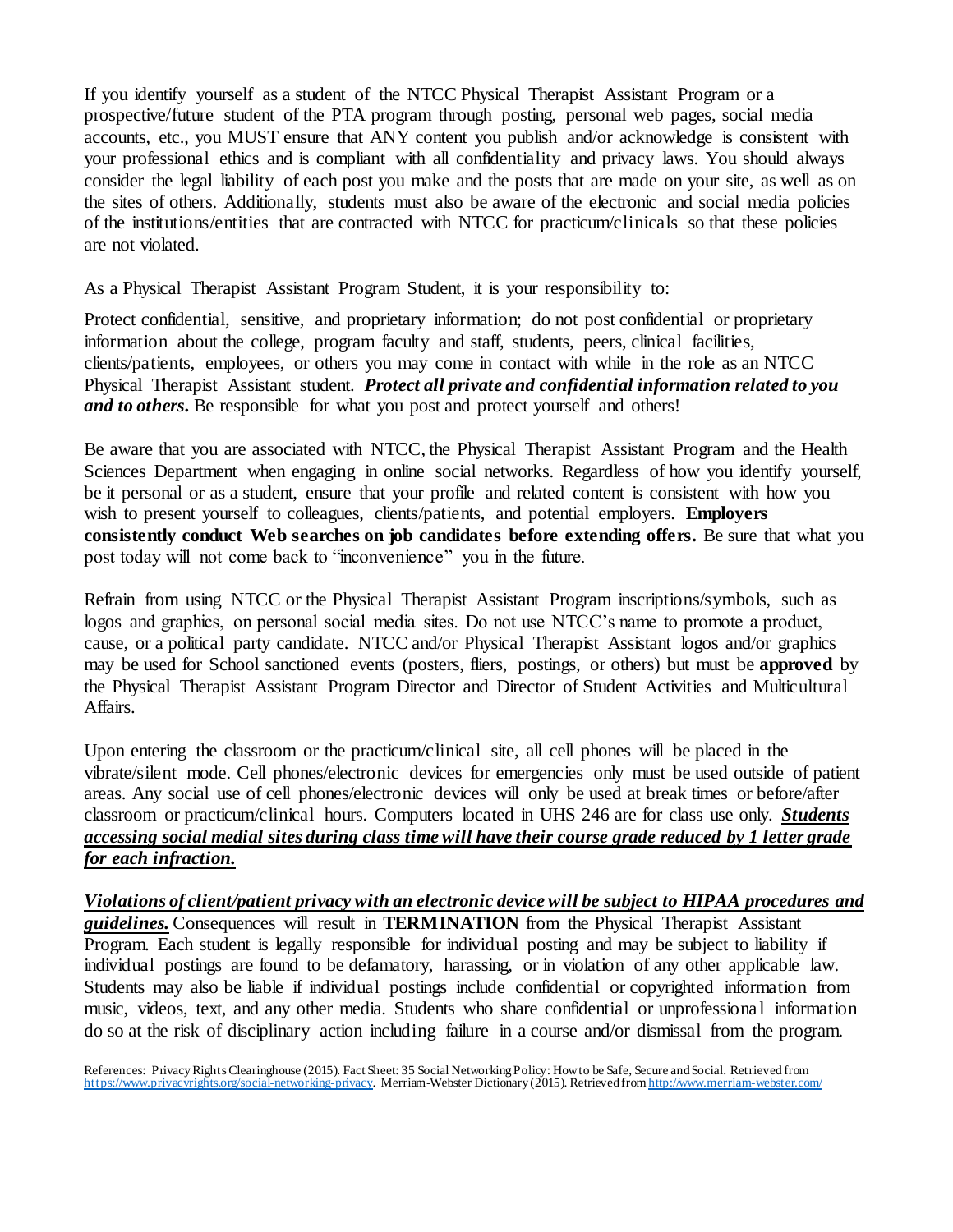If you identify yourself as a student of the NTCC Physical Therapist Assistant Program or a prospective/future student of the PTA program through posting, personal web pages, social media accounts, etc., you MUST ensure that ANY content you publish and/or acknowledge is consistent with your professional ethics and is compliant with all confidentiality and privacy laws. You should always consider the legal liability of each post you make and the posts that are made on your site, as well as on the sites of others. Additionally, students must also be aware of the electronic and social media policies of the institutions/entities that are contracted with NTCC for practicum/clinicals so that these policies are not violated.

As a Physical Therapist Assistant Program Student, it is your responsibility to:

Protect confidential, sensitive, and proprietary information; do not post confidential or proprietary information about the college, program faculty and staff, students, peers, clinical facilities, clients/patients, employees, or others you may come in contact with while in the role as an NTCC Physical Therapist Assistant student. ***Protect all private and confidential information related to you and to others.*** Be responsible for what you post and protect yourself and others!

Be aware that you are associated with NTCC, the Physical Therapist Assistant Program and the Health Sciences Department when engaging in online social networks. Regardless of how you identify yourself, be it personal or as a student, ensure that your profile and related content is consistent with how you wish to present yourself to colleagues, clients/patients, and potential employers. **Employers consistently conduct Web searches on job candidates before extending offers.** Be sure that what you post today will not come back to "inconvenience" you in the future.

Refrain from using NTCC or the Physical Therapist Assistant Program inscriptions/symbols, such as logos and graphics, on personal social media sites. Do not use NTCC's name to promote a product, cause, or a political party candidate. NTCC and/or Physical Therapist Assistant logos and/or graphics may be used for School sanctioned events (posters, fliers, postings, or others) but must be **approved** by the Physical Therapist Assistant Program Director and Director of Student Activities and Multicultural Affairs.

Upon entering the classroom or the practicum/clinical site, all cell phones will be placed in the vibrate/silent mode. Cell phones/electronic devices for emergencies only must be used outside of patient areas. Any social use of cell phones/electronic devices will only be used at break times or before/after classroom or practicum/clinical hours. Computers located in UHS 246 are for class use only. <u>***Students accessing social medial sites during class time will have their course grade reduced by 1 letter grade for each infraction.***</u>

<u>***Violations of client/patient privacy with an electronic device will be subject to HIPAA procedures and guidelines.***</u> Consequences will result in **TERMINATION** from the Physical Therapist Assistant Program. Each student is legally responsible for individual posting and may be subject to liability if individual postings are found to be defamatory, harassing, or in violation of any other applicable law. Students may also be liable if individual postings include confidential or copyrighted information from music, videos, text, and any other media. Students who share confidential or unprofessional information do so at the risk of disciplinary action including failure in a course and/or dismissal from the program.

References: Privacy Rights Clearinghouse (2015). Fact Sheet: 35 Social Networking Policy: How to be Safe, Secure and Social. Retrieved from https://www.privacyrights.org/social-networking-privacy. Merriam-Webster Dictionary (2015). Retrieved from http://www.merriam-webster.com/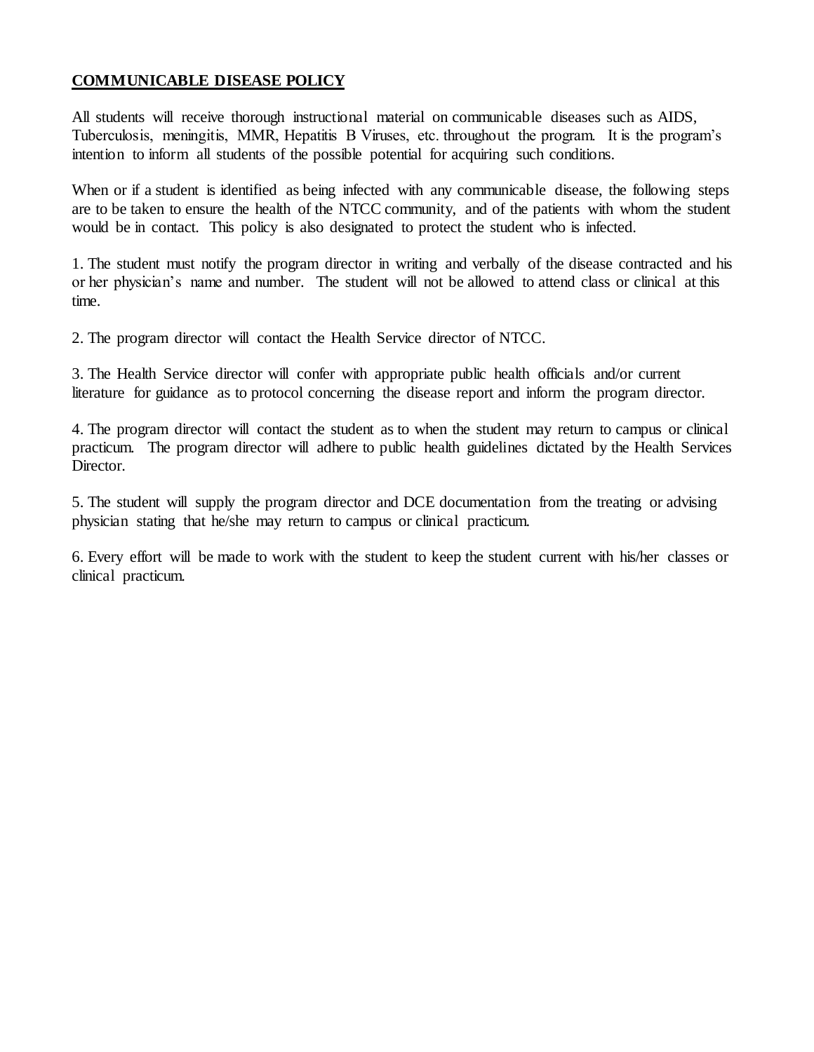## COMMUNICABLE DISEASE POLICY

All students will receive thorough instructional material on communicable diseases such as AIDS, Tuberculosis, meningitis, MMR, Hepatitis B Viruses, etc. throughout the program. It is the program's intention to inform all students of the possible potential for acquiring such conditions.

When or if a student is identified as being infected with any communicable disease, the following steps are to be taken to ensure the health of the NTCC community, and of the patients with whom the student would be in contact. This policy is also designated to protect the student who is infected.

1. The student must notify the program director in writing and verbally of the disease contracted and his or her physician's name and number. The student will not be allowed to attend class or clinical at this time.

2. The program director will contact the Health Service director of NTCC.

3. The Health Service director will confer with appropriate public health officials and/or current literature for guidance as to protocol concerning the disease report and inform the program director.

4. The program director will contact the student as to when the student may return to campus or clinical practicum. The program director will adhere to public health guidelines dictated by the Health Services Director.

5. The student will supply the program director and DCE documentation from the treating or advising physician stating that he/she may return to campus or clinical practicum.

6. Every effort will be made to work with the student to keep the student current with his/her classes or clinical practicum.